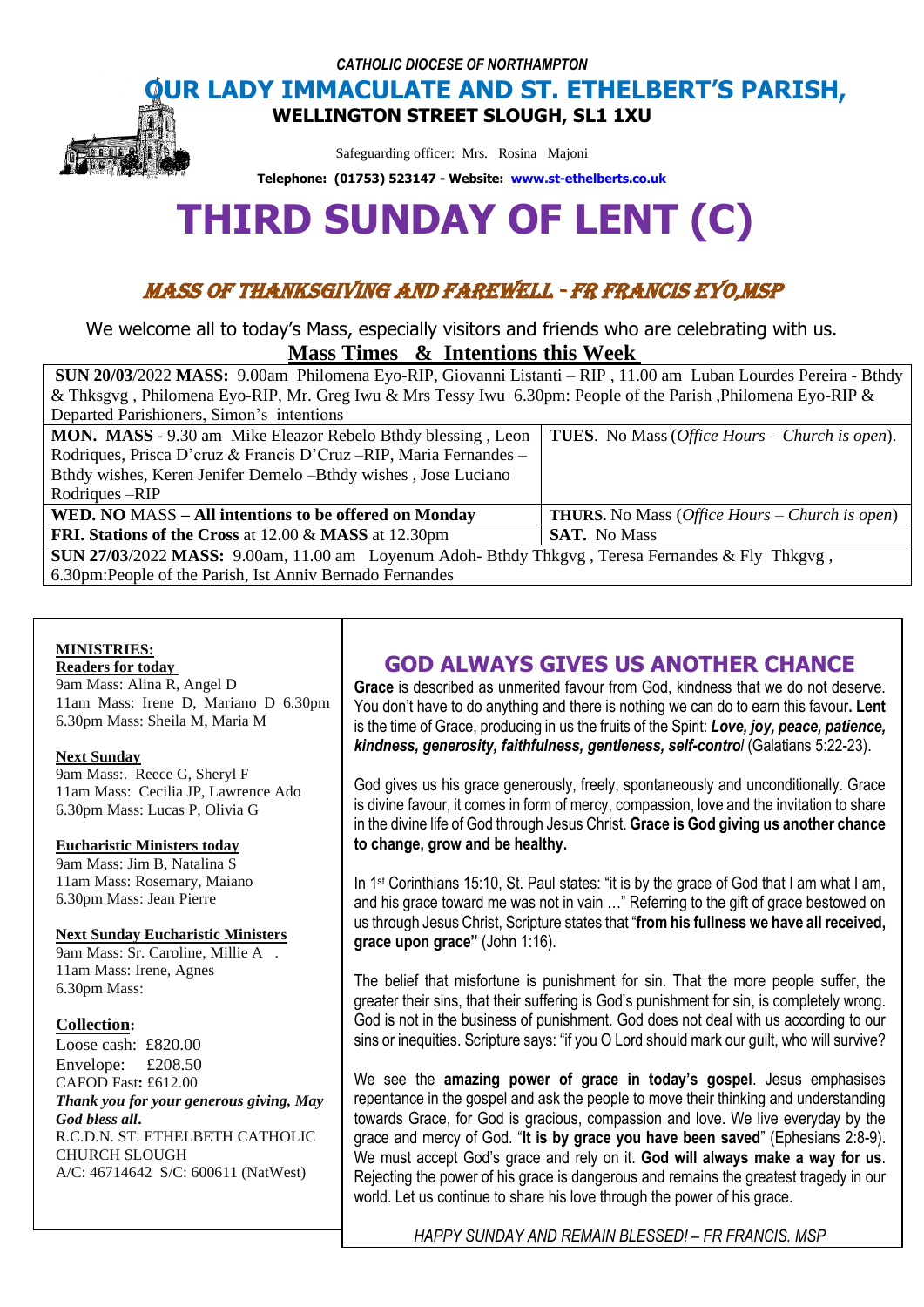*CATHOLIC DIOCESE OF NORTHAMPTON*

# OUR LADY IMMACULATE AND ST. ETHELBERT'S PARISH,

**WELLINGTON STREET SLOUGH, SL1 1XU**

Safeguarding officer: Mrs. Rosina Majoni

**Telephone: (01753) 523147 - Website: www.st-ethelberts.co.uk**

# THIRD SUNDAY OF LENT (C)

## *MASS OF THANKSGIVING AND FAREWELL - FR FRANCIS EYO,MSP*

We welcome all to today's Mass, especially visitors and friends who are celebrating with us.

**Mass Times & Intentions this Week**

| | |
|---|---|
| **SUN 20/03**/2022 **MASS:** 9.00am Philomena Eyo-RIP, Giovanni Listanti – RIP , 11.00 am Luban Lourdes Pereira - Bthdy & Thksgvg , Philomena Eyo-RIP, Mr. Greg Iwu & Mrs Tessy Iwu 6.30pm: People of the Parish ,Philomena Eyo-RIP & Departed Parishioners, Simon's intentions | |
| **MON. MASS** - 9.30 am Mike Eleazor Rebelo Bthdy blessing , Leon Rodriques, Prisca D'cruz & Francis D'Cruz –RIP, Maria Fernandes – Bthdy wishes, Keren Jenifer Demelo –Bthdy wishes , Jose Luciano Rodriques –RIP | **TUES**. No Mass (*Office Hours – Church is open*). |
| **WED. NO** MASS – **All intentions to be offered on Monday** | **THURS.** No Mass (*Office Hours – Church is open*) |
| **FRI. Stations of the Cross** at 12.00 & **MASS** at 12.30pm | **SAT.** No Mass |
| **SUN 27/03**/2022 **MASS:** 9.00am, 11.00 am Loyenum Adoh- Bthdy Thkgvg , Teresa Fernandes & Fly Thkgvg , 6.30pm:People of the Parish, Ist Anniv Bernado Fernandes | |

**MINISTRIES:**

**Readers for today**

9am Mass: Alina R, Angel D
11am Mass: Irene D, Mariano D 6.30pm
6.30pm Mass: Sheila M, Maria M

**Next Sunday**

9am Mass:. Reece G, Sheryl F
11am Mass: Cecilia JP, Lawrence Ado
6.30pm Mass: Lucas P, Olivia G

**Eucharistic Ministers today**

9am Mass: Jim B, Natalina S
11am Mass: Rosemary, Maiano
6.30pm Mass: Jean Pierre

**Next Sunday Eucharistic Ministers**

9am Mass: Sr. Caroline, Millie A .
11am Mass: Irene, Agnes
6.30pm Mass:

**Collection:**

Loose cash: £820.00
Envelope: £208.50
CAFOD Fast**:** £612.00

***Thank you for your generous giving, May God bless all*.**

R.C.D.N. ST. ETHELBETH CATHOLIC CHURCH SLOUGH
A/C: 46714642 S/C: 600611 (NatWest)

## GOD ALWAYS GIVES US ANOTHER CHANCE

**Grace** is described as unmerited favour from God, kindness that we do not deserve. You don't have to do anything and there is nothing we can do to earn this favour**. Lent** is the time of Grace, producing in us the fruits of the Spirit: ***Love, joy, peace, patience, kindness, generosity, faithfulness, gentleness, self-contro****l* (Galatians 5:22-23).

God gives us his grace generously, freely, spontaneously and unconditionally. Grace is divine favour, it comes in form of mercy, compassion, love and the invitation to share in the divine life of God through Jesus Christ. **Grace is God giving us another chance to change, grow and be healthy.**

In 1st Corinthians 15:10, St. Paul states: "it is by the grace of God that I am what I am, and his grace toward me was not in vain …" Referring to the gift of grace bestowed on us through Jesus Christ, Scripture states that "**from his fullness we have all received, grace upon grace"** (John 1:16).

The belief that misfortune is punishment for sin. That the more people suffer, the greater their sins, that their suffering is God's punishment for sin, is completely wrong. God is not in the business of punishment. God does not deal with us according to our sins or inequities. Scripture says: "if you O Lord should mark our guilt, who will survive?

We see the **amazing power of grace in today's gospel**. Jesus emphasises repentance in the gospel and ask the people to move their thinking and understanding towards Grace, for God is gracious, compassion and love. We live everyday by the grace and mercy of God. "**It is by grace you have been saved**" (Ephesians 2:8-9). We must accept God's grace and rely on it. **God will always make a way for us**. Rejecting the power of his grace is dangerous and remains the greatest tragedy in our world. Let us continue to share his love through the power of his grace.

*HAPPY SUNDAY AND REMAIN BLESSED! – FR FRANCIS. MSP*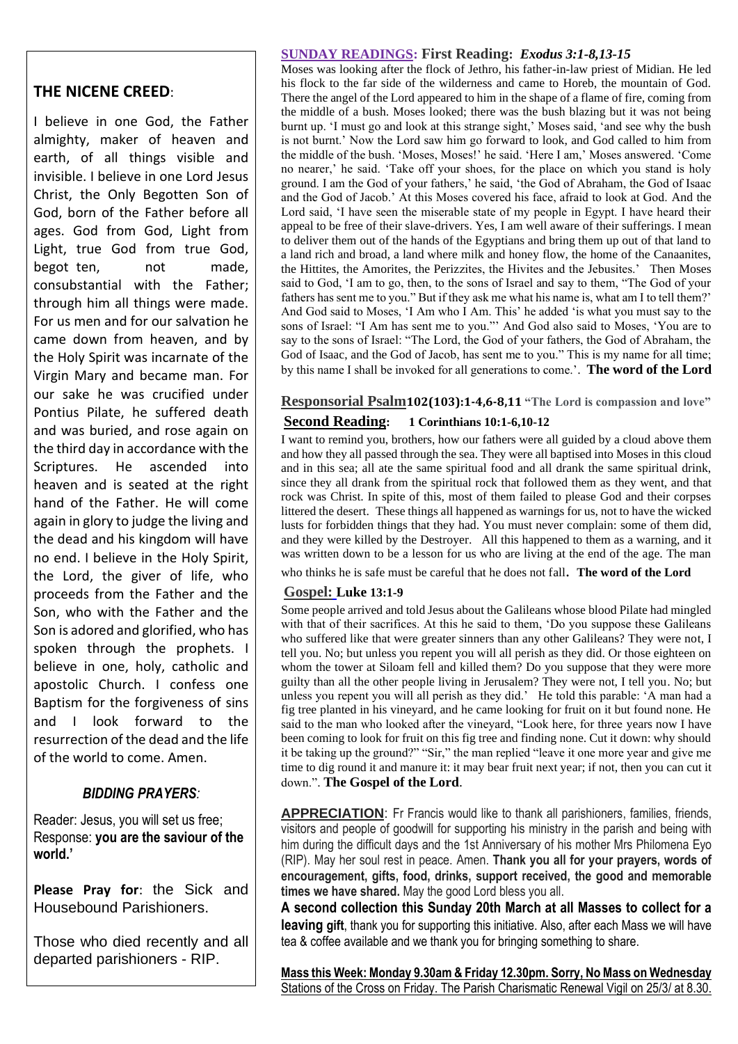## THE NICENE CREED:

I believe in one God, the Father almighty, maker of heaven and earth, of all things visible and invisible. I believe in one Lord Jesus Christ, the Only Begotten Son of God, born of the Father before all ages. God from God, Light from Light, true God from true God, begot ten, not made, consubstantial with the Father; through him all things were made. For us men and for our salvation he came down from heaven, and by the Holy Spirit was incarnate of the Virgin Mary and became man. For our sake he was crucified under Pontius Pilate, he suffered death and was buried, and rose again on the third day in accordance with the Scriptures. He ascended into heaven and is seated at the right hand of the Father. He will come again in glory to judge the living and the dead and his kingdom will have no end. I believe in the Holy Spirit, the Lord, the giver of life, who proceeds from the Father and the Son, who with the Father and the Son is adored and glorified, who has spoken through the prophets. I believe in one, holy, catholic and apostolic Church. I confess one Baptism for the forgiveness of sins and I look forward to the resurrection of the dead and the life of the world to come. Amen.

### *BIDDING PRAYERS:*

Reader: Jesus, you will set us free; Response: **you are the saviour of the world.'**

**Please Pray for**: the Sick and Housebound Parishioners.

Those who died recently and all departed parishioners - RIP.

**SUNDAY READINGS: First Reading:** ***Exodus 3:1-8,13-15***

Moses was looking after the flock of Jethro, his father-in-law priest of Midian. He led his flock to the far side of the wilderness and came to Horeb, the mountain of God. There the angel of the Lord appeared to him in the shape of a flame of fire, coming from the middle of a bush. Moses looked; there was the bush blazing but it was not being burnt up. 'I must go and look at this strange sight,' Moses said, 'and see why the bush is not burnt.' Now the Lord saw him go forward to look, and God called to him from the middle of the bush. 'Moses, Moses!' he said. 'Here I am,' Moses answered. 'Come no nearer,' he said. 'Take off your shoes, for the place on which you stand is holy ground. I am the God of your fathers,' he said, 'the God of Abraham, the God of Isaac and the God of Jacob.' At this Moses covered his face, afraid to look at God. And the Lord said, 'I have seen the miserable state of my people in Egypt. I have heard their appeal to be free of their slave-drivers. Yes, I am well aware of their sufferings. I mean to deliver them out of the hands of the Egyptians and bring them up out of that land to a land rich and broad, a land where milk and honey flow, the home of the Canaanites, the Hittites, the Amorites, the Perizzites, the Hivites and the Jebusites.' Then Moses said to God, 'I am to go, then, to the sons of Israel and say to them, "The God of your fathers has sent me to you." But if they ask me what his name is, what am I to tell them?' And God said to Moses, 'I Am who I Am. This' he added 'is what you must say to the sons of Israel: "I Am has sent me to you."' And God also said to Moses, 'You are to say to the sons of Israel: "The Lord, the God of your fathers, the God of Abraham, the God of Isaac, and the God of Jacob, has sent me to you." This is my name for all time; by this name I shall be invoked for all generations to come.'. **The word of the Lord**

**Responsorial Psalm 102(103):1-4,6-8,11** **"The Lord is compassion and love"**

**Second Reading: 1 Corinthians 10:1-6,10-12**

I want to remind you, brothers, how our fathers were all guided by a cloud above them and how they all passed through the sea. They were all baptised into Moses in this cloud and in this sea; all ate the same spiritual food and all drank the same spiritual drink, since they all drank from the spiritual rock that followed them as they went, and that rock was Christ. In spite of this, most of them failed to please God and their corpses littered the desert. These things all happened as warnings for us, not to have the wicked lusts for forbidden things that they had. You must never complain: some of them did, and they were killed by the Destroyer. All this happened to them as a warning, and it was written down to be a lesson for us who are living at the end of the age. The man who thinks he is safe must be careful that he does not fall. **The word of the Lord**

**Gospel: Luke 13:1-9**

Some people arrived and told Jesus about the Galileans whose blood Pilate had mingled with that of their sacrifices. At this he said to them, 'Do you suppose these Galileans who suffered like that were greater sinners than any other Galileans? They were not, I tell you. No; but unless you repent you will all perish as they did. Or those eighteen on whom the tower at Siloam fell and killed them? Do you suppose that they were more guilty than all the other people living in Jerusalem? They were not, I tell you. No; but unless you repent you will all perish as they did.' He told this parable: 'A man had a fig tree planted in his vineyard, and he came looking for fruit on it but found none. He said to the man who looked after the vineyard, "Look here, for three years now I have been coming to look for fruit on this fig tree and finding none. Cut it down: why should it be taking up the ground?" "Sir," the man replied "leave it one more year and give me time to dig round it and manure it: it may bear fruit next year; if not, then you can cut it down.". **The Gospel of the Lord.**

**APPRECIATION**: Fr Francis would like to thank all parishioners, families, friends, visitors and people of goodwill for supporting his ministry in the parish and being with him during the difficult days and the 1st Anniversary of his mother Mrs Philomena Eyo (RIP). May her soul rest in peace. Amen. **Thank you all for your prayers, words of encouragement, gifts, food, drinks, support received, the good and memorable times we have shared.** May the good Lord bless you all.

**A second collection this Sunday 20th March at all Masses to collect for a leaving gift**, thank you for supporting this initiative. Also, after each Mass we will have tea & coffee available and we thank you for bringing something to share.

**Mass this Week: Monday 9.30am & Friday 12.30pm. Sorry, No Mass on Wednesday**

Stations of the Cross on Friday. The Parish Charismatic Renewal Vigil on 25/3/ at 8.30.